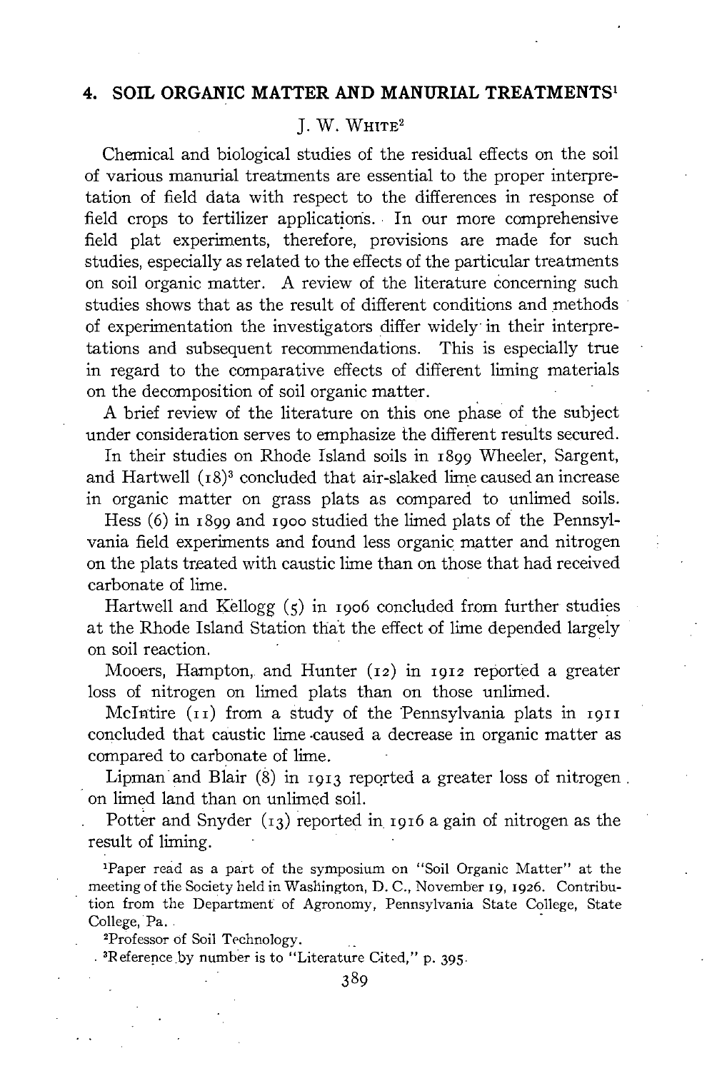## 4. SOIL ORGANIC MATTER AND MANURIAL TREATMENTS[1]

J. W. WHITE[2]

Chemical and biological studies of the residual effects on the soil of various manurial treatments are essential to the proper interpretation of field data with respect to the differences in response of field crops to fertilizer applications. In our more comprehensive field plat experiments, therefore, provisions are made for such studies, especially as related to the effects of the particular treatments on soil organic matter. A review of the literature concerning such studies shows that as the result of different conditions and methods of experimentation the investigators differ widely in their interpretations and subsequent recommendations. This is especially true in regard to the comparative effects of different liming materials on the decomposition of soil organic matter.

A brief review of the literature on this one phase of the subject under consideration serves to emphasize the different results secured.

In their studies on Rhode Island soils in 1899 Wheeler, Sargent, and Hartwell (18)[3] concluded that air-slaked lime caused an increase in organic matter on grass plats as compared to unlimed soils.

Hess (6) in 1899 and 1900 studied the limed plats of the Pennsylvania field experiments and found less organic matter and nitrogen on the plats treated with caustic lime than on those that had received carbonate of lime.

Hartwell and Kellogg (5) in 1906 concluded from further studies at the Rhode Island Station that the effect of lime depended largely on soil reaction.

Mooers, Hampton, and Hunter (12) in 1912 reported a greater loss of nitrogen on limed plats than on those unlimed.

McIntire (11) from a study of the Pennsylvania plats in 1911 concluded that caustic lime caused a decrease in organic matter as compared to carbonate of lime.

Lipman and Blair (8) in 1913 reported a greater loss of nitrogen on limed land than on unlimed soil.

Potter and Snyder (13) reported in 1916 a gain of nitrogen as the result of liming.

[1]Paper read as a part of the symposium on "Soil Organic Matter" at the meeting of the Society held in Washington, D. C., November 19, 1926. Contribution from the Department of Agronomy, Pennsylvania State College, State College, Pa.

[2]Professor of Soil Technology.

[3]Reference by number is to "Literature Cited," p. 395.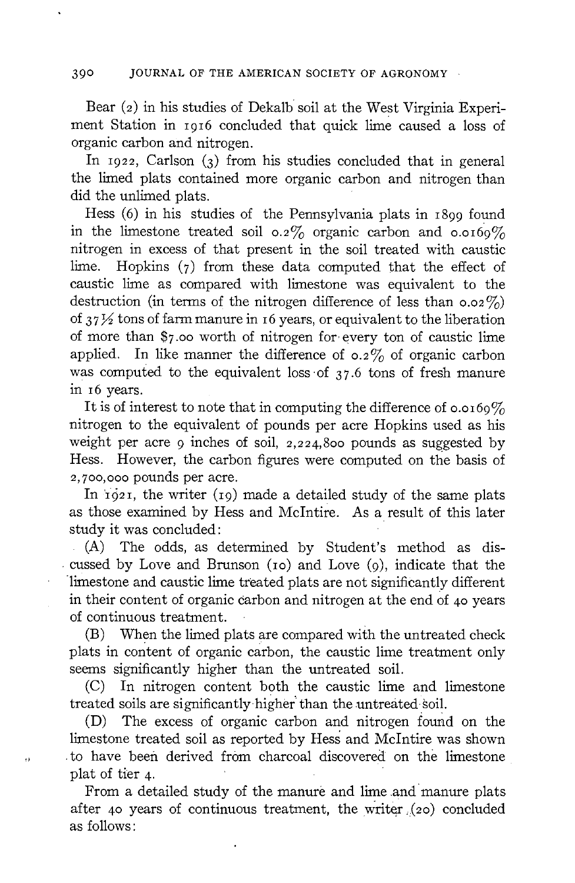Bear (2) in his studies of Dekalb soil at the West Virginia Experiment Station in 1916 concluded that quick lime caused a loss of organic carbon and nitrogen.

In 1922, Carlson (3) from his studies concluded that in general the limed plats contained more organic carbon and nitrogen than did the unlimed plats.

Hess (6) in his studies of the Pennsylvania plats in 1899 found in the limestone treated soil 0.2% organic carbon and 0.0169% nitrogen in excess of that present in the soil treated with caustic lime. Hopkins (7) from these data computed that the effect of caustic lime as compared with limestone was equivalent to the destruction (in terms of the nitrogen difference of less than 0.02%) of 37½ tons of farm manure in 16 years, or equivalent to the liberation of more than $7.00 worth of nitrogen for every ton of caustic lime applied. In like manner the difference of 0.2% of organic carbon was computed to the equivalent loss of 37.6 tons of fresh manure in 16 years.

It is of interest to note that in computing the difference of 0.0169% nitrogen to the equivalent of pounds per acre Hopkins used as his weight per acre 9 inches of soil, 2,224,800 pounds as suggested by Hess. However, the carbon figures were computed on the basis of 2,700,000 pounds per acre.

In 1921, the writer (19) made a detailed study of the same plats as those examined by Hess and McIntire. As a result of this later study it was concluded:

(A) The odds, as determined by Student's method as discussed by Love and Brunson (10) and Love (9), indicate that the limestone and caustic lime treated plats are not significantly different in their content of organic carbon and nitrogen at the end of 40 years of continuous treatment.

(B) When the limed plats are compared with the untreated check plats in content of organic carbon, the caustic lime treatment only seems significantly higher than the untreated soil.

(C) In nitrogen content both the caustic lime and limestone treated soils are significantly higher than the untreated soil.

(D) The excess of organic carbon and nitrogen found on the limestone treated soil as reported by Hess and McIntire was shown to have been derived from charcoal discovered on the limestone plat of tier 4.

From a detailed study of the manure and lime and manure plats after 40 years of continuous treatment, the writer (20) concluded as follows: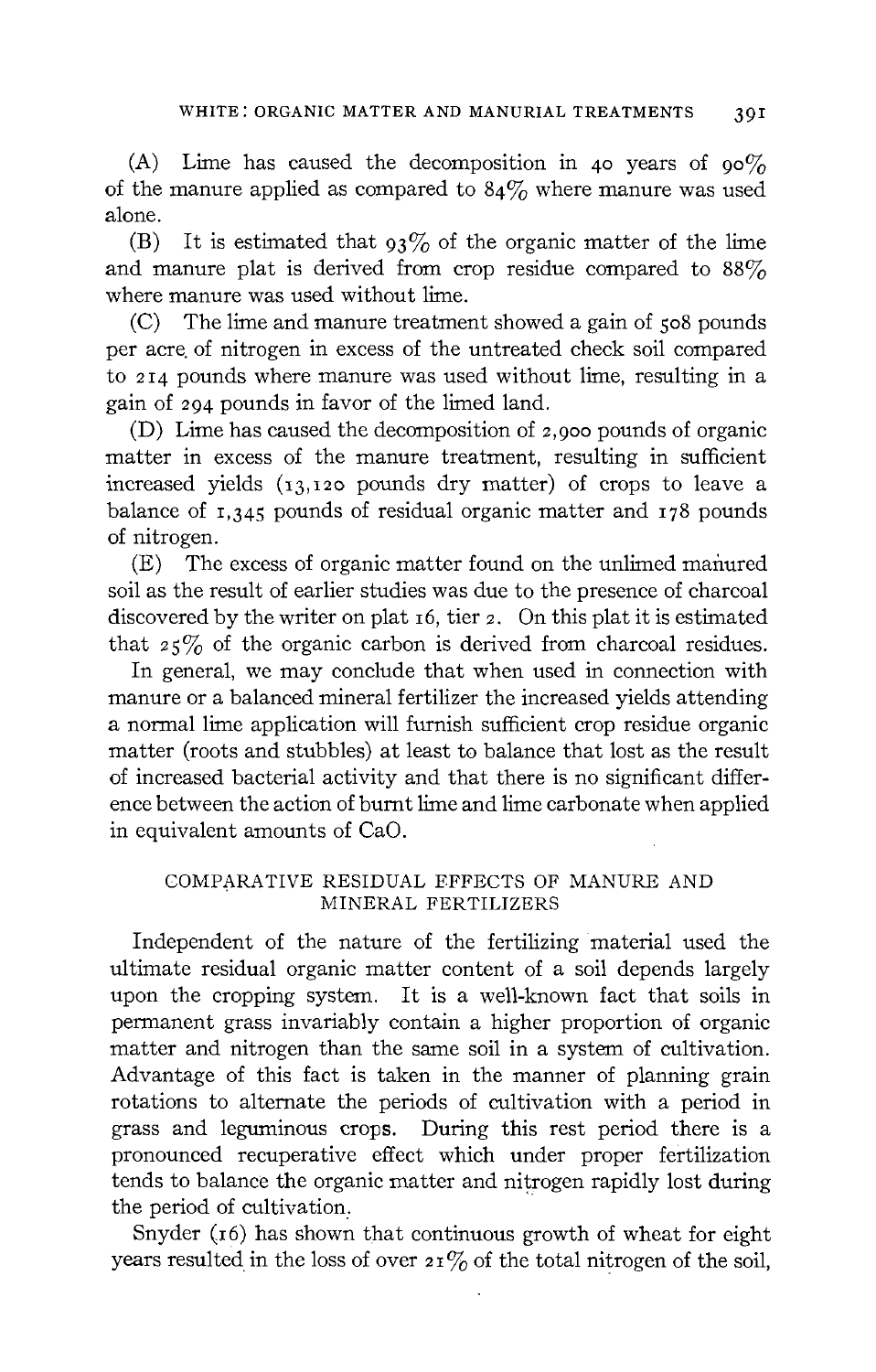(A) Lime has caused the decomposition in 40 years of 90% of the manure applied as compared to 84% where manure was used alone.

(B) It is estimated that 93% of the organic matter of the lime and manure plat is derived from crop residue compared to 88% where manure was used without lime.

(C) The lime and manure treatment showed a gain of 508 pounds per acre of nitrogen in excess of the untreated check soil compared to 214 pounds where manure was used without lime, resulting in a gain of 294 pounds in favor of the limed land.

(D) Lime has caused the decomposition of 2,900 pounds of organic matter in excess of the manure treatment, resulting in sufficient increased yields (13,120 pounds dry matter) of crops to leave a balance of 1,345 pounds of residual organic matter and 178 pounds of nitrogen.

(E) The excess of organic matter found on the unlimed manured soil as the result of earlier studies was due to the presence of charcoal discovered by the writer on plat 16, tier 2. On this plat it is estimated that 25% of the organic carbon is derived from charcoal residues.

In general, we may conclude that when used in connection with manure or a balanced mineral fertilizer the increased yields attending a normal lime application will furnish sufficient crop residue organic matter (roots and stubbles) at least to balance that lost as the result of increased bacterial activity and that there is no significant difference between the action of burnt lime and lime carbonate when applied in equivalent amounts of CaO.

## COMPARATIVE RESIDUAL EFFECTS OF MANURE AND MINERAL FERTILIZERS

Independent of the nature of the fertilizing material used the ultimate residual organic matter content of a soil depends largely upon the cropping system. It is a well-known fact that soils in permanent grass invariably contain a higher proportion of organic matter and nitrogen than the same soil in a system of cultivation. Advantage of this fact is taken in the manner of planning grain rotations to alternate the periods of cultivation with a period in grass and leguminous crops. During this rest period there is a pronounced recuperative effect which under proper fertilization tends to balance the organic matter and nitrogen rapidly lost during the period of cultivation.

Snyder (16) has shown that continuous growth of wheat for eight years resulted in the loss of over 21% of the total nitrogen of the soil,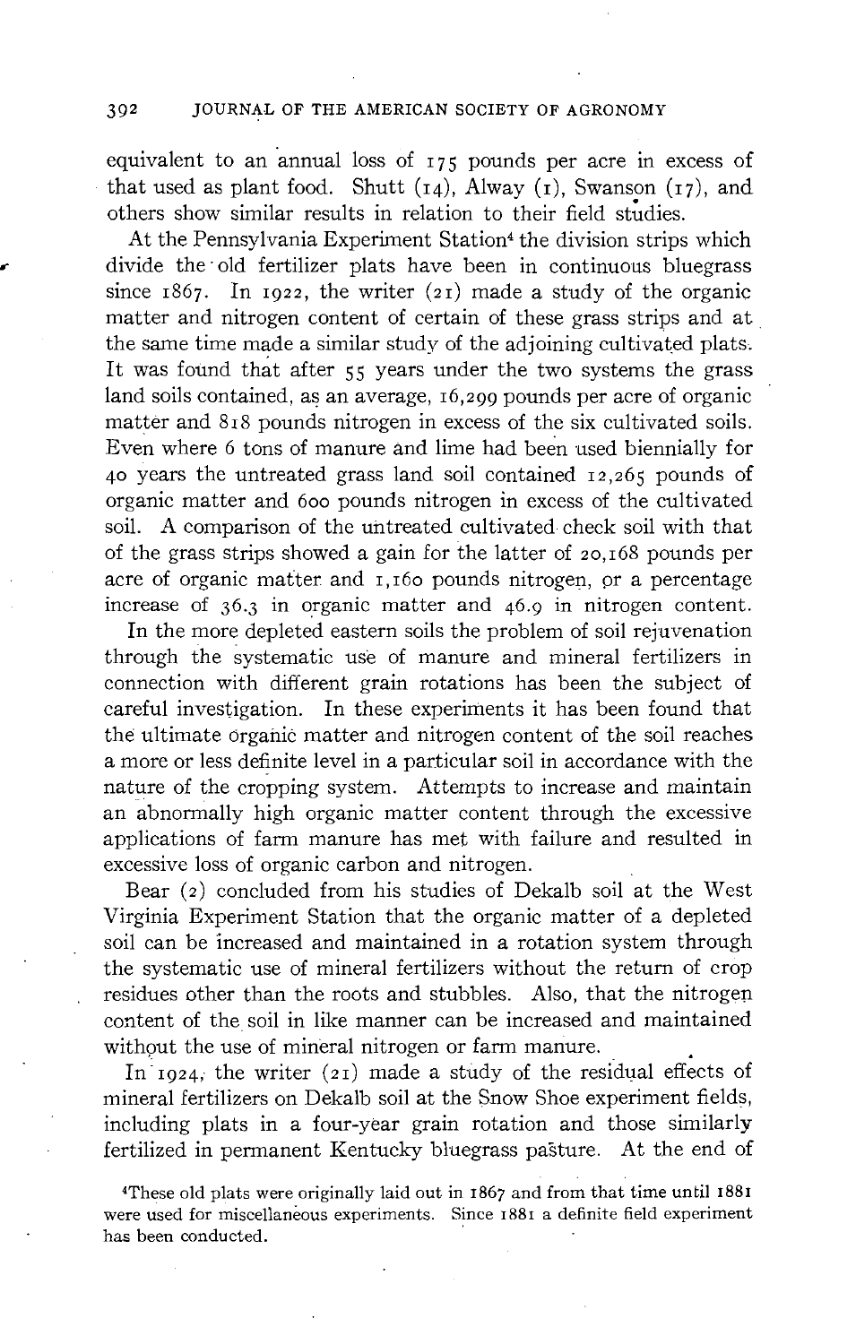equivalent to an annual loss of 175 pounds per acre in excess of that used as plant food. Shutt (14), Alway (1), Swanson (17), and others show similar results in relation to their field studies.

At the Pennsylvania Experiment Station[4] the division strips which divide the old fertilizer plats have been in continuous bluegrass since 1867. In 1922, the writer (21) made a study of the organic matter and nitrogen content of certain of these grass strips and at the same time made a similar study of the adjoining cultivated plats. It was found that after 55 years under the two systems the grass land soils contained, as an average, 16,299 pounds per acre of organic matter and 818 pounds nitrogen in excess of the six cultivated soils. Even where 6 tons of manure and lime had been used biennially for 40 years the untreated grass land soil contained 12,265 pounds of organic matter and 600 pounds nitrogen in excess of the cultivated soil. A comparison of the untreated cultivated check soil with that of the grass strips showed a gain for the latter of 20,168 pounds per acre of organic matter and 1,160 pounds nitrogen, or a percentage increase of 36.3 in organic matter and 46.9 in nitrogen content.

In the more depleted eastern soils the problem of soil rejuvenation through the systematic use of manure and mineral fertilizers in connection with different grain rotations has been the subject of careful investigation. In these experiments it has been found that the ultimate organic matter and nitrogen content of the soil reaches a more or less definite level in a particular soil in accordance with the nature of the cropping system. Attempts to increase and maintain an abnormally high organic matter content through the excessive applications of farm manure has met with failure and resulted in excessive loss of organic carbon and nitrogen.

Bear (2) concluded from his studies of Dekalb soil at the West Virginia Experiment Station that the organic matter of a depleted soil can be increased and maintained in a rotation system through the systematic use of mineral fertilizers without the return of crop residues other than the roots and stubbles. Also, that the nitrogen content of the soil in like manner can be increased and maintained without the use of mineral nitrogen or farm manure.

In 1924, the writer (21) made a study of the residual effects of mineral fertilizers on Dekalb soil at the Snow Shoe experiment fields, including plats in a four-year grain rotation and those similarly fertilized in permanent Kentucky bluegrass pasture. At the end of

[4]These old plats were originally laid out in 1867 and from that time until 1881 were used for miscellaneous experiments. Since 1881 a definite field experiment has been conducted.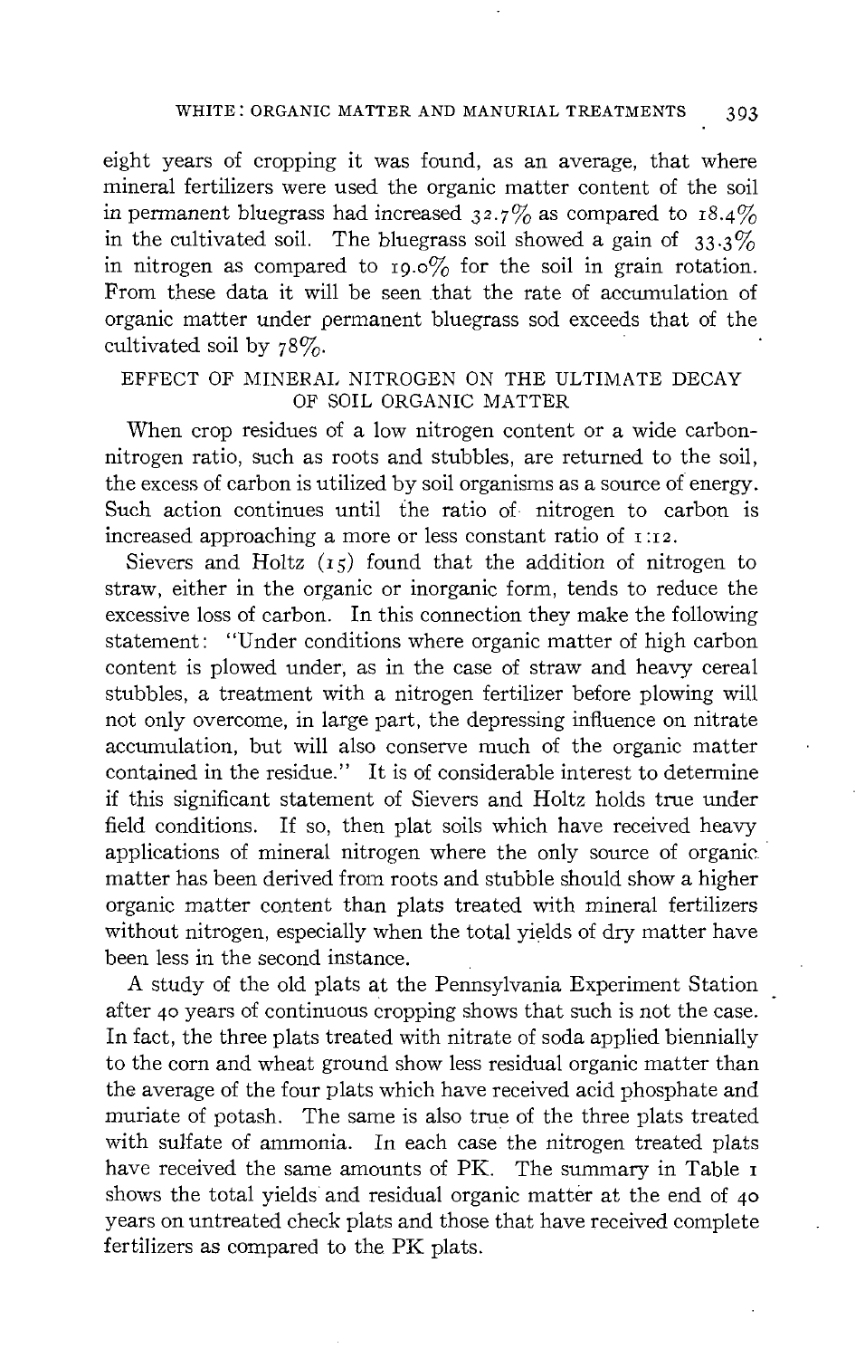eight years of cropping it was found, as an average, that where mineral fertilizers were used the organic matter content of the soil in permanent bluegrass had increased 32.7% as compared to 18.4% in the cultivated soil. The bluegrass soil showed a gain of 33.3% in nitrogen as compared to 19.0% for the soil in grain rotation. From these data it will be seen that the rate of accumulation of organic matter under permanent bluegrass sod exceeds that of the cultivated soil by 78%.

## EFFECT OF MINERAL NITROGEN ON THE ULTIMATE DECAY OF SOIL ORGANIC MATTER

When crop residues of a low nitrogen content or a wide carbon-nitrogen ratio, such as roots and stubbles, are returned to the soil, the excess of carbon is utilized by soil organisms as a source of energy. Such action continues until the ratio of nitrogen to carbon is increased approaching a more or less constant ratio of 1:12.

Sievers and Holtz (15) found that the addition of nitrogen to straw, either in the organic or inorganic form, tends to reduce the excessive loss of carbon. In this connection they make the following statement: "Under conditions where organic matter of high carbon content is plowed under, as in the case of straw and heavy cereal stubbles, a treatment with a nitrogen fertilizer before plowing will not only overcome, in large part, the depressing influence on nitrate accumulation, but will also conserve much of the organic matter contained in the residue." It is of considerable interest to determine if this significant statement of Sievers and Holtz holds true under field conditions. If so, then plat soils which have received heavy applications of mineral nitrogen where the only source of organic matter has been derived from roots and stubble should show a higher organic matter content than plats treated with mineral fertilizers without nitrogen, especially when the total yields of dry matter have been less in the second instance.

A study of the old plats at the Pennsylvania Experiment Station after 40 years of continuous cropping shows that such is not the case. In fact, the three plats treated with nitrate of soda applied biennially to the corn and wheat ground show less residual organic matter than the average of the four plats which have received acid phosphate and muriate of potash. The same is also true of the three plats treated with sulfate of ammonia. In each case the nitrogen treated plats have received the same amounts of PK. The summary in Table 1 shows the total yields and residual organic matter at the end of 40 years on untreated check plats and those that have received complete fertilizers as compared to the PK plats.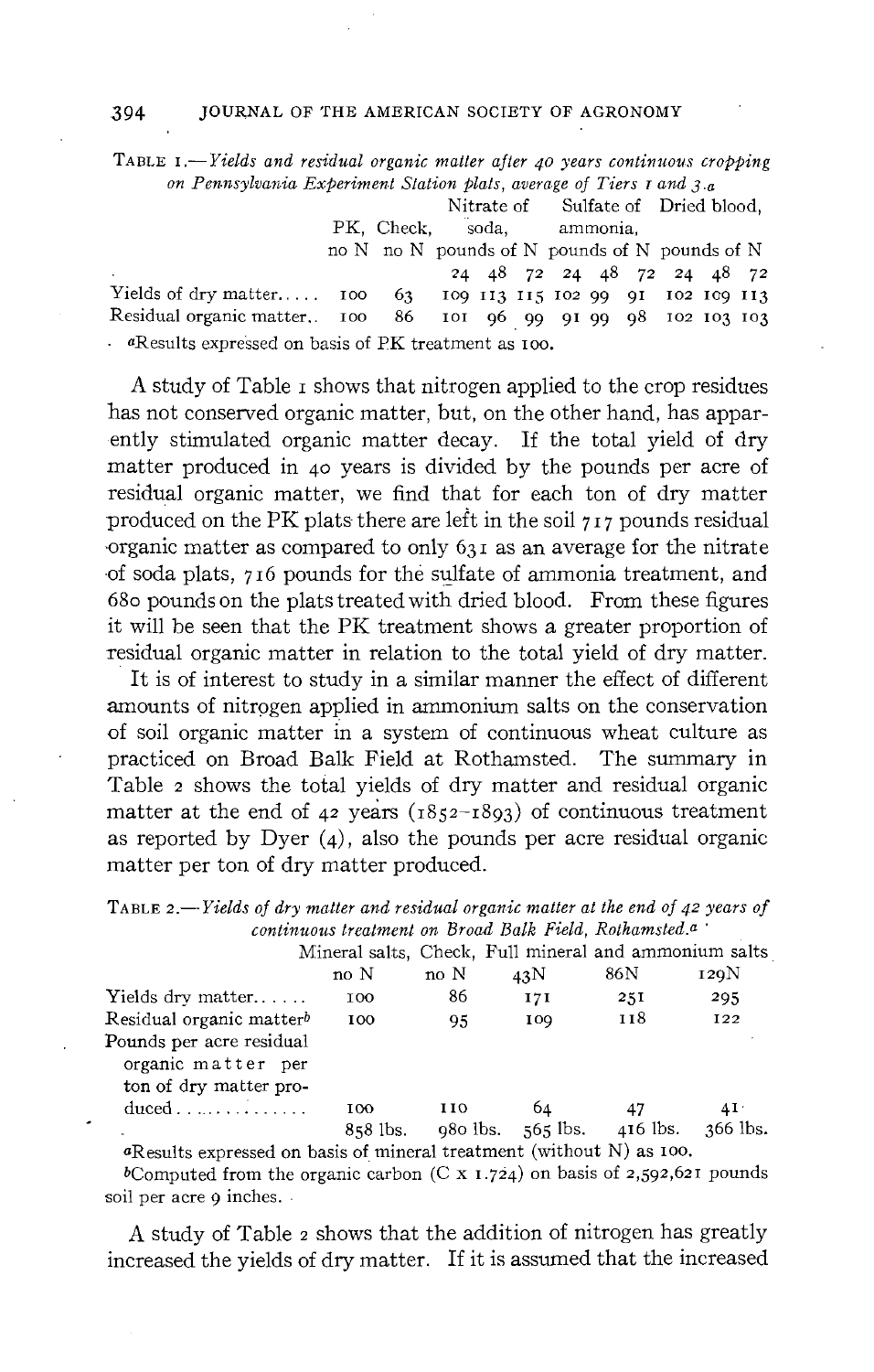TABLE 1.—*Yields and residual organic matter after 40 years continuous cropping on Pennsylvania Experiment Station plats, average of Tiers 1 and 3.*[a]

| | PK, no N | Check, no N | Nitrate of soda, pounds of N | | | Sulfate of ammonia, pounds of N | | | Dried blood, pounds of N | | |
|---|---|---|---|---|---|---|---|---|---|---|---|
| | | | 24 | 48 | 72 | 24 | 48 | 72 | 24 | 48 | 72 |
| Yields of dry matter..... | 100 | 63 | 109 | 113 | 115 | 102 | 99 | 91 | 102 | 109 | 113 |
| Residual organic matter.. | 100 | 86 | 101 | 96 | 99 | 91 | 99 | 98 | 102 | 103 | 103 |

[a]Results expressed on basis of PK treatment as 100.

A study of Table 1 shows that nitrogen applied to the crop residues has not conserved organic matter, but, on the other hand, has apparently stimulated organic matter decay. If the total yield of dry matter produced in 40 years is divided by the pounds per acre of residual organic matter, we find that for each ton of dry matter produced on the PK plats there are left in the soil 717 pounds residual organic matter as compared to only 631 as an average for the nitrate of soda plats, 716 pounds for the sulfate of ammonia treatment, and 680 pounds on the plats treated with dried blood. From these figures it will be seen that the PK treatment shows a greater proportion of residual organic matter in relation to the total yield of dry matter.

It is of interest to study in a similar manner the effect of different amounts of nitrogen applied in ammonium salts on the conservation of soil organic matter in a system of continuous wheat culture as practiced on Broad Balk Field at Rothamsted. The summary in Table 2 shows the total yields of dry matter and residual organic matter at the end of 42 years (1852–1893) of continuous treatment as reported by Dyer (4), also the pounds per acre residual organic matter per ton of dry matter produced.

TABLE 2.—*Yields of dry matter and residual organic matter at the end of 42 years of continuous treatment on Broad Balk Field, Rothamsted.*[a]

| | Mineral salts, no N | Check, no N | Full mineral and ammonium salts 43N | 86N | 129N |
|---|---|---|---|---|---|
| Yields dry matter...... | 100 | 86 | 171 | 251 | 295 |
| Residual organic matter[b] | 100 | 95 | 109 | 118 | 122 |
| Pounds per acre residual organic matter per ton of dry matter produced.............. | 100 | 110 | 64 | 47 | 41 |
| | 858 lbs. | 980 lbs. | 565 lbs. | 416 lbs. | 366 lbs. |

[a]Results expressed on basis of mineral treatment (without N) as 100.

[b]Computed from the organic carbon (C x 1.724) on basis of 2,592,621 pounds soil per acre 9 inches.

A study of Table 2 shows that the addition of nitrogen has greatly increased the yields of dry matter. If it is assumed that the increased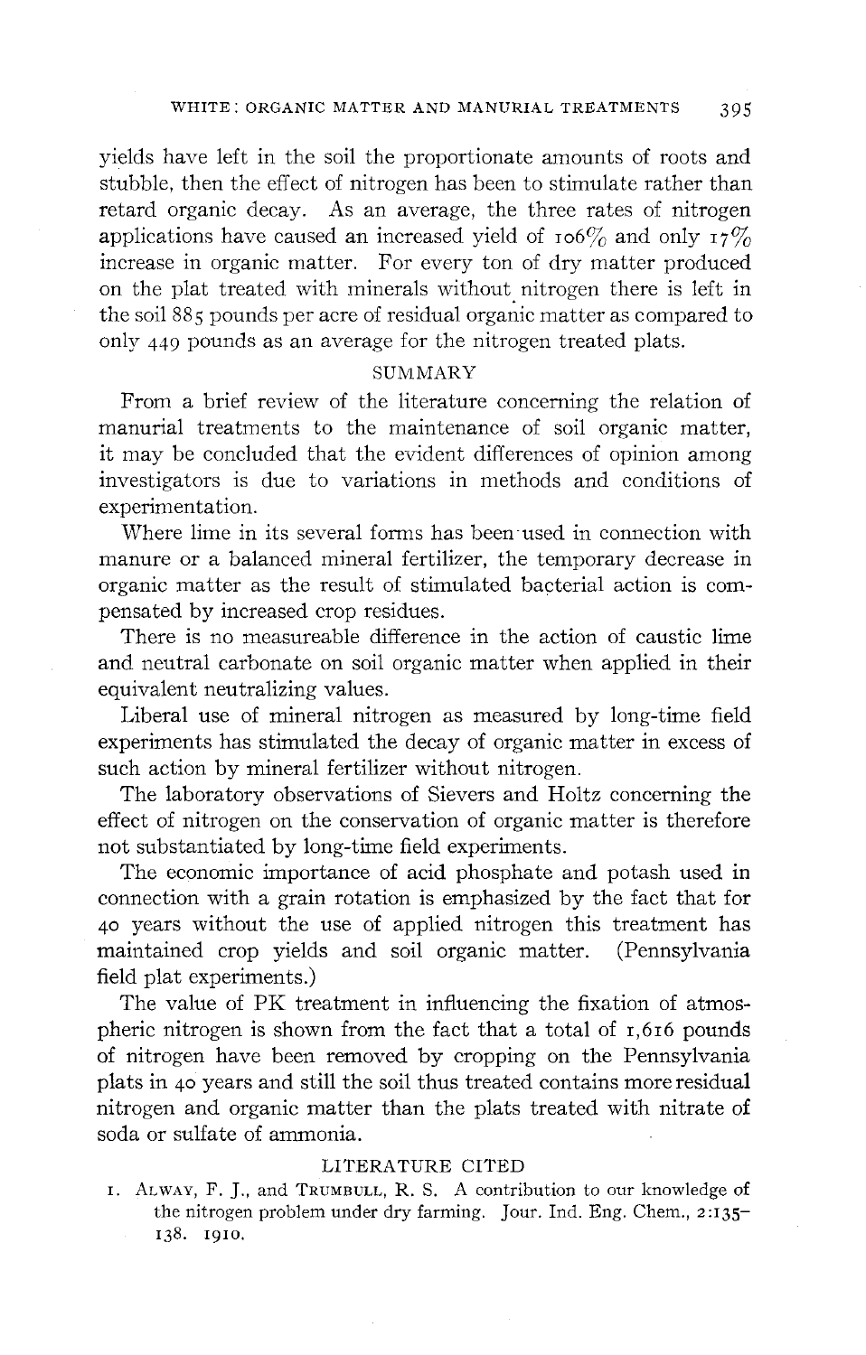yields have left in the soil the proportionate amounts of roots and stubble, then the effect of nitrogen has been to stimulate rather than retard organic decay. As an average, the three rates of nitrogen applications have caused an increased yield of 106% and only 17% increase in organic matter. For every ton of dry matter produced on the plat treated with minerals without nitrogen there is left in the soil 885 pounds per acre of residual organic matter as compared to only 449 pounds as an average for the nitrogen treated plats.

## SUMMARY

From a brief review of the literature concerning the relation of manurial treatments to the maintenance of soil organic matter, it may be concluded that the evident differences of opinion among investigators is due to variations in methods and conditions of experimentation.

Where lime in its several forms has been used in connection with manure or a balanced mineral fertilizer, the temporary decrease in organic matter as the result of stimulated bacterial action is compensated by increased crop residues.

There is no measureable difference in the action of caustic lime and neutral carbonate on soil organic matter when applied in their equivalent neutralizing values.

Liberal use of mineral nitrogen as measured by long-time field experiments has stimulated the decay of organic matter in excess of such action by mineral fertilizer without nitrogen.

The laboratory observations of Sievers and Holtz concerning the effect of nitrogen on the conservation of organic matter is therefore not substantiated by long-time field experiments.

The economic importance of acid phosphate and potash used in connection with a grain rotation is emphasized by the fact that for 40 years without the use of applied nitrogen this treatment has maintained crop yields and soil organic matter. (Pennsylvania field plat experiments.)

The value of PK treatment in influencing the fixation of atmospheric nitrogen is shown from the fact that a total of 1,616 pounds of nitrogen have been removed by cropping on the Pennsylvania plats in 40 years and still the soil thus treated contains more residual nitrogen and organic matter than the plats treated with nitrate of soda or sulfate of ammonia.

## LITERATURE CITED

1. Alway, F. J., and Trumbull, R. S. A contribution to our knowledge of the nitrogen problem under dry farming. Jour. Ind. Eng. Chem., 2:135–138. 1910.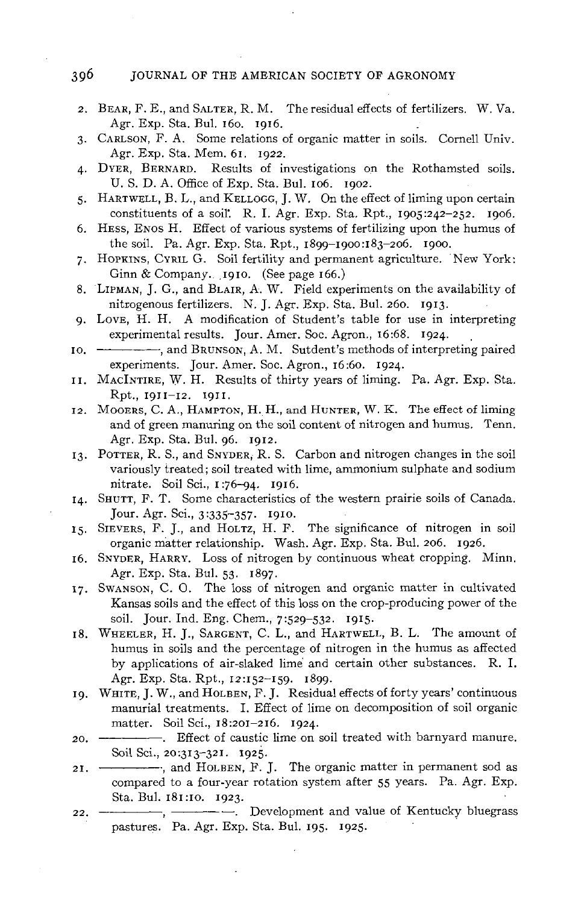2. BEAR, F. E., and SALTER, R. M. The residual effects of fertilizers. W. Va. Agr. Exp. Sta. Bul. 160. 1916.
3. CARLSON, F. A. Some relations of organic matter in soils. Cornell Univ. Agr. Exp. Sta. Mem. 61. 1922.
4. DYER, BERNARD. Results of investigations on the Rothamsted soils. U. S. D. A. Office of Exp. Sta. Bul. 106. 1902.
5. HARTWELL, B. L., and KELLOGG, J. W. On the effect of liming upon certain constituents of a soil. R. I. Agr. Exp. Sta. Rpt., 1905:242–252. 1906.
6. HESS, ENOS H. Effect of various systems of fertilizing upon the humus of the soil. Pa. Agr. Exp. Sta. Rpt., 1899–1900:183–206. 1900.
7. HOPKINS, CYRIL G. Soil fertility and permanent agriculture. New York: Ginn & Company. 1910. (See page 166.)
8. LIPMAN, J. G., and BLAIR, A. W. Field experiments on the availability of nitrogenous fertilizers. N. J. Agr. Exp. Sta. Bul. 260. 1913.
9. LOVE, H. H. A modification of Student's table for use in interpreting experimental results. Jour. Amer. Soc. Agron., 16:68. 1924.
10. ————, and BRUNSON, A. M. Sutdent's methods of interpreting paired experiments. Jour. Amer. Soc. Agron., 16:60. 1924.
11. MACINTIRE, W. H. Results of thirty years of liming. Pa. Agr. Exp. Sta. Rpt., 1911–12. 1911.
12. MOOERS, C. A., HAMPTON, H. H., and HUNTER, W. K. The effect of liming and of green manuring on the soil content of nitrogen and humus. Tenn. Agr. Exp. Sta. Bul. 96. 1912.
13. POTTER, R. S., and SNYDER, R. S. Carbon and nitrogen changes in the soil variously treated; soil treated with lime, ammonium sulphate and sodium nitrate. Soil Sci., 1:76–94. 1916.
14. SHUTT, F. T. Some characteristics of the western prairie soils of Canada. Jour. Agr. Sci., 3:335–357. 1910.
15. SIEVERS, F. J., and HOLTZ, H. F. The significance of nitrogen in soil organic matter relationship. Wash. Agr. Exp. Sta. Bul. 206. 1926.
16. SNYDER, HARRY. Loss of nitrogen by continuous wheat cropping. Minn. Agr. Exp. Sta. Bul. 53. 1897.
17. SWANSON, C. O. The loss of nitrogen and organic matter in cultivated Kansas soils and the effect of this loss on the crop-producing power of the soil. Jour. Ind. Eng. Chem., 7:529–532. 1915.
18. WHEELER, H. J., SARGENT, C. L., and HARTWELL, B. L. The amount of humus in soils and the percentage of nitrogen in the humus as affected by applications of air-slaked lime and certain other substances. R. I. Agr. Exp. Sta. Rpt., 12:152–159. 1899.
19. WHITE, J. W., and HOLBEN, F. J. Residual effects of forty years' continuous manurial treatments. I. Effect of lime on decomposition of soil organic matter. Soil Sci., 18:201–216. 1924.
20. ————. Effect of caustic lime on soil treated with barnyard manure. Soil Sci., 20:313–321. 1925.
21. ————, and HOLBEN, F. J. The organic matter in permanent sod as compared to a four-year rotation system after 55 years. Pa. Agr. Exp. Sta. Bul. 181:10. 1923.
22. ————, ————. Development and value of Kentucky bluegrass pastures. Pa. Agr. Exp. Sta. Bul. 195. 1925.